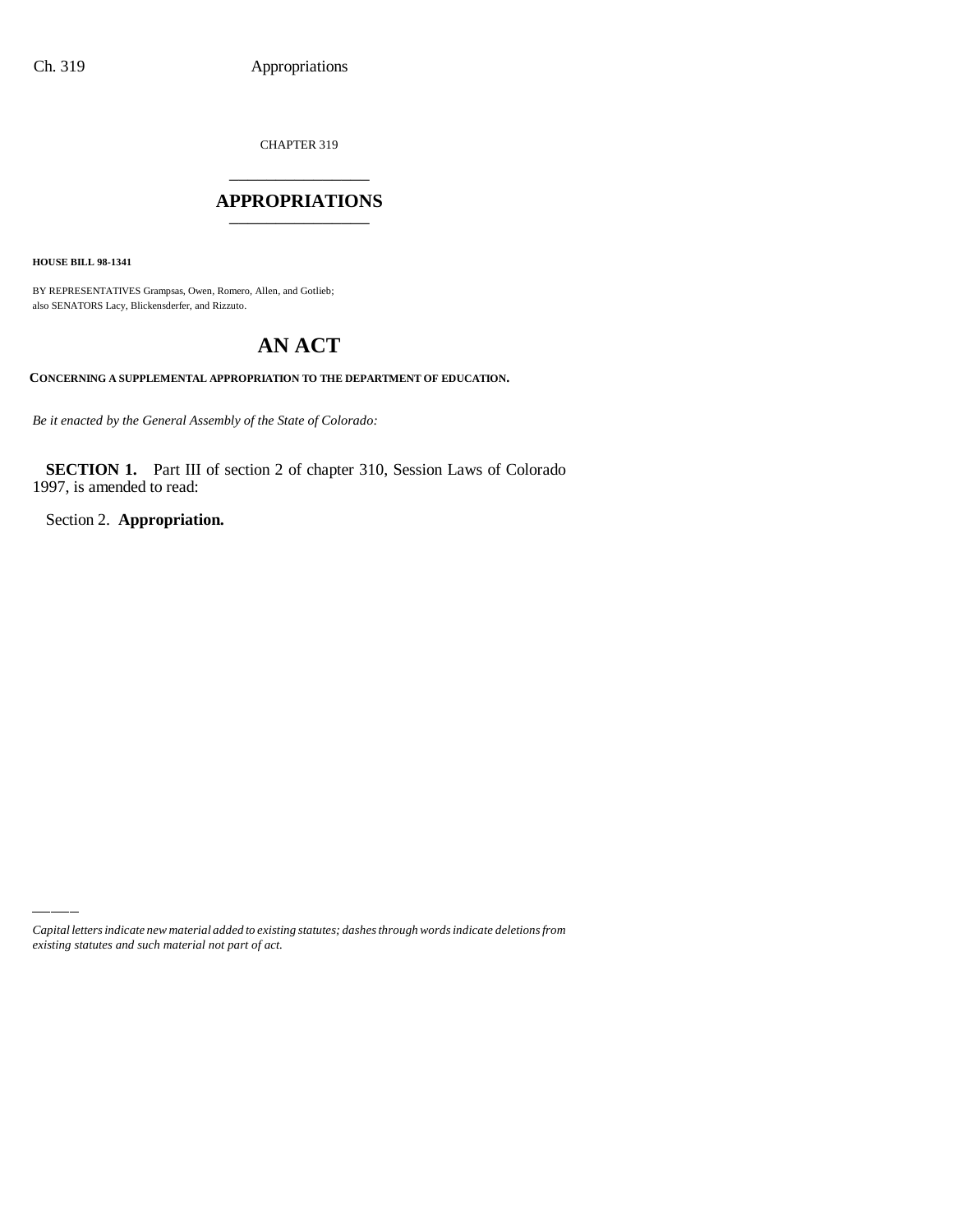CHAPTER 319

# APPROPRIATIONS

**HOUSE BILL 98-1341**

BY REPRESENTATIVES Grampsas, Owen, Romero, Allen, and Gotlieb;
also SENATORS Lacy, Blickensderfer, and Rizzuto.

# AN ACT

**CONCERNING A SUPPLEMENTAL APPROPRIATION TO THE DEPARTMENT OF EDUCATION.**

*Be it enacted by the General Assembly of the State of Colorado:*

**SECTION 1.** Part III of section 2 of chapter 310, Session Laws of Colorado 1997, is amended to read:

Section 2. **Appropriation.**

*Capital letters indicate new material added to existing statutes; dashes through words indicate deletions from existing statutes and such material not part of act.*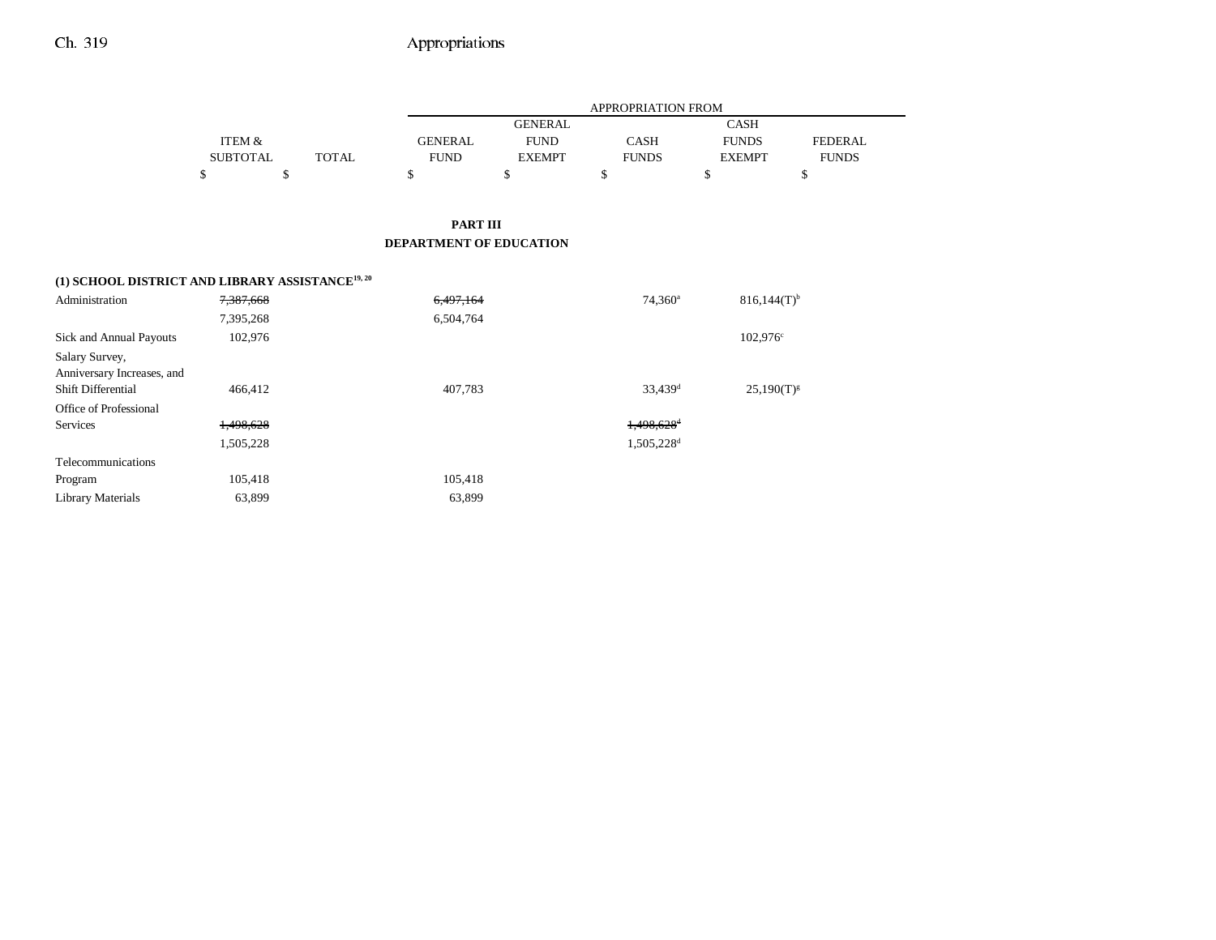| | ITEM & SUBTOTAL | TOTAL | APPROPRIATION FROM GENERAL FUND | GENERAL FUND EXEMPT | CASH FUNDS | CASH FUNDS EXEMPT | FEDERAL FUNDS |
|---|---|---|---|---|---|---|---|
| | $ | $ | $ | $ | $ | $ | $ |

## PART III
## DEPARTMENT OF EDUCATION

### (1) SCHOOL DISTRICT AND LIBRARY ASSISTANCE[19, 20]

| | ITEM & SUBTOTAL | TOTAL | GENERAL FUND | GENERAL FUND EXEMPT | CASH FUNDS | CASH FUNDS EXEMPT | FEDERAL FUNDS |
|---|---|---|---|---|---|---|---|
| Administration | ~~7,387,668~~ | | ~~6,497,164~~ | | 74,360[a] | 816,144(T)[b] | |
| | 7,395,268 | | 6,504,764 | | | | |
| Sick and Annual Payouts | 102,976 | | | | | 102,976[c] | |
| Salary Survey, Anniversary Increases, and Shift Differential | 466,412 | | 407,783 | | 33,439[d] | 25,190(T)[g] | |
| Office of Professional Services | ~~1,498,628~~ | | | | ~~1,498,628~~[d] | | |
| | 1,505,228 | | | | 1,505,228[d] | | |
| Telecommunications Program | 105,418 | | 105,418 | | | | |
| Library Materials | 63,899 | | 63,899 | | | | |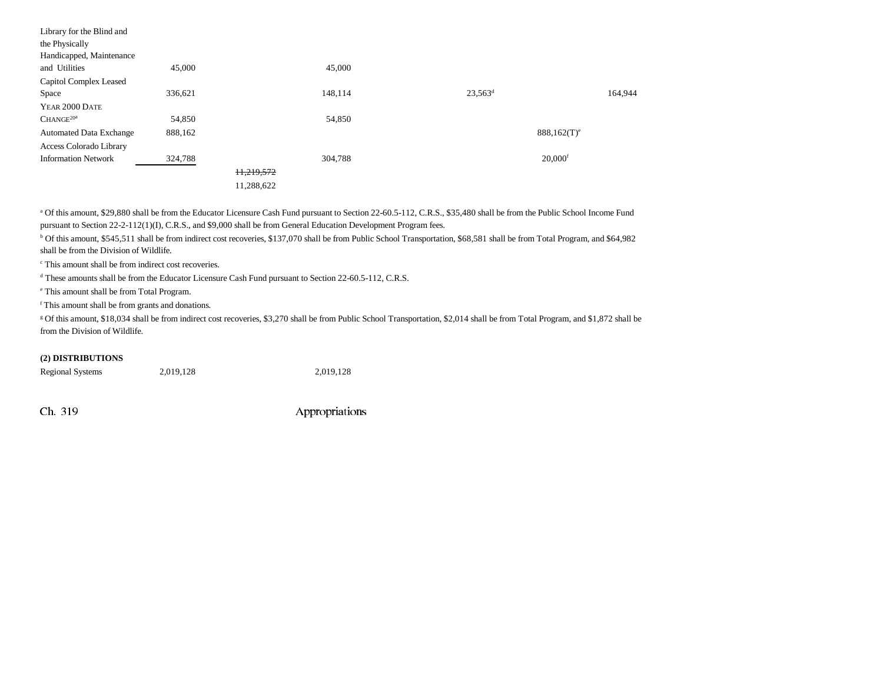| | | | | | | |
|---|---|---|---|---|---|---|
| Library for the Blind and the Physically Handicapped, Maintenance and Utilities | 45,000 | | 45,000 | | | |
| Capitol Complex Leased Space | 336,621 | | 148,114 | 23,563[d] | | 164,944 |
| YEAR 2000 DATE CHANGE[20a] | 54,850 | | 54,850 | | | |
| Automated Data Exchange | 888,162 | | | | 888,162(T)[e] | |
| Access Colorado Library Information Network | 324,788 | | 304,788 | | 20,000[f] | |
| | | ~~11,219,572~~ 11,288,622 | | | | |

[a] Of this amount, $29,880 shall be from the Educator Licensure Cash Fund pursuant to Section 22-60.5-112, C.R.S., $35,480 shall be from the Public School Income Fund pursuant to Section 22-2-112(1)(I), C.R.S., and $9,000 shall be from General Education Development Program fees.

[b] Of this amount, $545,511 shall be from indirect cost recoveries, $137,070 shall be from Public School Transportation, $68,581 shall be from Total Program, and $64,982 shall be from the Division of Wildlife.

[c] This amount shall be from indirect cost recoveries.

[d] These amounts shall be from the Educator Licensure Cash Fund pursuant to Section 22-60.5-112, C.R.S.

[e] This amount shall be from Total Program.

[f] This amount shall be from grants and donations.

[g] Of this amount, $18,034 shall be from indirect cost recoveries, $3,270 shall be from Public School Transportation, $2,014 shall be from Total Program, and $1,872 shall be from the Division of Wildlife.

**(2) DISTRIBUTIONS**

| | | | |
|---|---|---|---|
| Regional Systems | 2,019,128 | | 2,019,128 |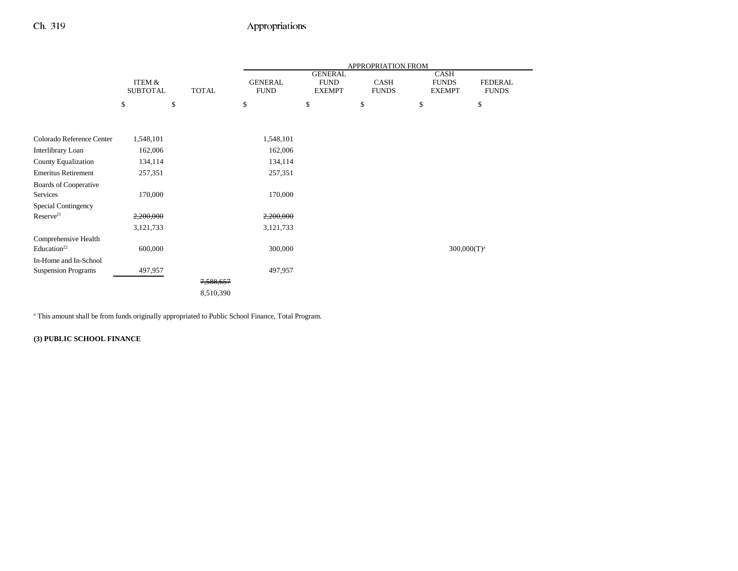|  | ITEM & SUBTOTAL | TOTAL | GENERAL FUND | GENERAL FUND EXEMPT | CASH FUNDS | CASH FUNDS EXEMPT | FEDERAL FUNDS |
|---|---|---|---|---|---|---|---|
|  | $ | $ | $ | $ | $ | $ | $ |
| Colorado Reference Center | 1,548,101 |  | 1,548,101 |  |  |  |  |
| Interlibrary Loan | 162,006 |  | 162,006 |  |  |  |  |
| County Equalization | 134,114 |  | 134,114 |  |  |  |  |
| Emeritus Retirement | 257,351 |  | 257,351 |  |  |  |  |
| Boards of Cooperative Services | 170,000 |  | 170,000 |  |  |  |  |
| Special Contingency Reserve[21] | ~~2,200,000~~ |  | ~~2,200,000~~ |  |  |  |  |
|  | 3,121,733 |  | 3,121,733 |  |  |  |  |
| Comprehensive Health Education[22] | 600,000 |  | 300,000 |  |  | 300,000(T)[a] |  |
| In-Home and In-School Suspension Programs | 497,957 |  | 497,957 |  |  |  |  |
|  |  | ~~7,588,657~~ |  |  |  |  |  |
|  |  | 8,510,390 |  |  |  |  |  |

[a] This amount shall be from funds originally appropriated to Public School Finance, Total Program.

**(3) PUBLIC SCHOOL FINANCE**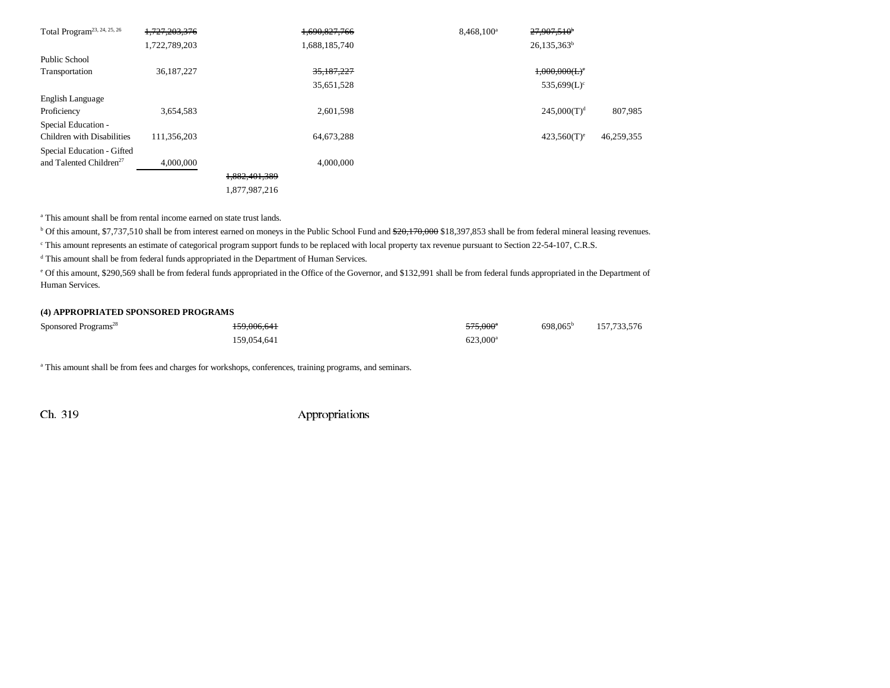| | | | | | | |
|---|---|---|---|---|---|---|
| Total Program[23, 24, 25, 26] | ~~1,727,203,376~~ 1,722,789,203 | | ~~1,690,827,766~~ 1,688,185,740 | 8,468,100[a] | ~~27,907,510[b]~~ 26,135,363[b] | |
| Public School Transportation | 36,187,227 | | ~~35,187,227~~ 35,651,528 | | ~~1,000,000(L)[c]~~ 535,699(L)[c] | |
| English Language Proficiency | 3,654,583 | | 2,601,598 | | 245,000(T)[d] | 807,985 |
| Special Education - Children with Disabilities | 111,356,203 | | 64,673,288 | | 423,560(T)[e] | 46,259,355 |
| Special Education - Gifted and Talented Children[27] | 4,000,000 | | 4,000,000 | | | |
| | | ~~1,882,401,389~~ 1,877,987,216 | | | | |

[a] This amount shall be from rental income earned on state trust lands.

[b] Of this amount, $7,737,510 shall be from interest earned on moneys in the Public School Fund and ~~$20,170,000~~ $18,397,853 shall be from federal mineral leasing revenues.

[c] This amount represents an estimate of categorical program support funds to be replaced with local property tax revenue pursuant to Section 22-54-107, C.R.S.

[d] This amount shall be from federal funds appropriated in the Department of Human Services.

[e] Of this amount, $290,569 shall be from federal funds appropriated in the Office of the Governor, and $132,991 shall be from federal funds appropriated in the Department of Human Services.

**(4) APPROPRIATED SPONSORED PROGRAMS**

| | | | | | |
|---|---|---|---|---|---|
| Sponsored Programs[28] | ~~159,006,641~~ 159,054,641 | | ~~575,000[a]~~ 623,000[a] | 698,065[b] | 157,733,576 |

[a] This amount shall be from fees and charges for workshops, conferences, training programs, and seminars.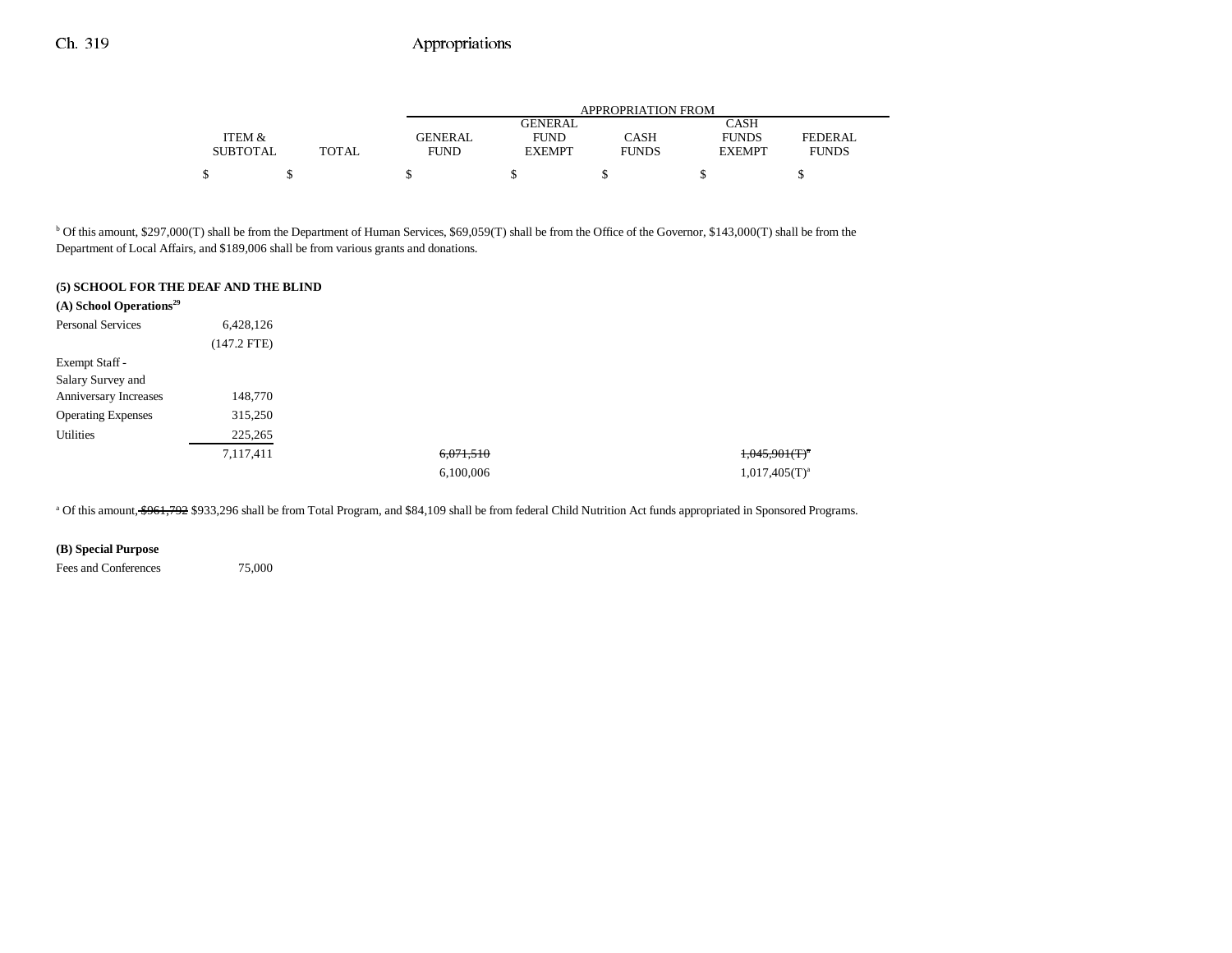| | ITEM & SUBTOTAL | TOTAL | GENERAL FUND | GENERAL FUND EXEMPT | CASH FUNDS | CASH FUNDS EXEMPT | FEDERAL FUNDS |
|---|---|---|---|---|---|---|---|
| | $ | $ | $ | $ | $ | $ | $ |

[b] Of this amount, $297,000(T) shall be from the Department of Human Services, $69,059(T) shall be from the Office of the Governor, $143,000(T) shall be from the Department of Local Affairs, and $189,006 shall be from various grants and donations.

**(5) SCHOOL FOR THE DEAF AND THE BLIND**

| | ITEM & SUBTOTAL | TOTAL | GENERAL FUND | GENERAL FUND EXEMPT | CASH FUNDS | CASH FUNDS EXEMPT | FEDERAL FUNDS |
|---|---|---|---|---|---|---|---|
| **(A) School Operations[29]** | | | | | | | |
| Personal Services | 6,428,126 | | | | | | |
| | (147.2 FTE) | | | | | | |
| Exempt Staff - Salary Survey and Anniversary Increases | 148,770 | | | | | | |
| Operating Expenses | 315,250 | | | | | | |
| Utilities | 225,265 | | | | | | |
| | 7,117,411 | | ~~6,071,510~~ | | | ~~1,045,901(T)[a]~~ | |
| | | | 6,100,006 | | | 1,017,405(T)[a] | |

[a] Of this amount, ~~$961,792~~ $933,296 shall be from Total Program, and $84,109 shall be from federal Child Nutrition Act funds appropriated in Sponsored Programs.

| | ITEM & SUBTOTAL | TOTAL | GENERAL FUND | GENERAL FUND EXEMPT | CASH FUNDS | CASH FUNDS EXEMPT | FEDERAL FUNDS |
|---|---|---|---|---|---|---|---|
| **(B) Special Purpose** | | | | | | | |
| Fees and Conferences | 75,000 | | | | | | |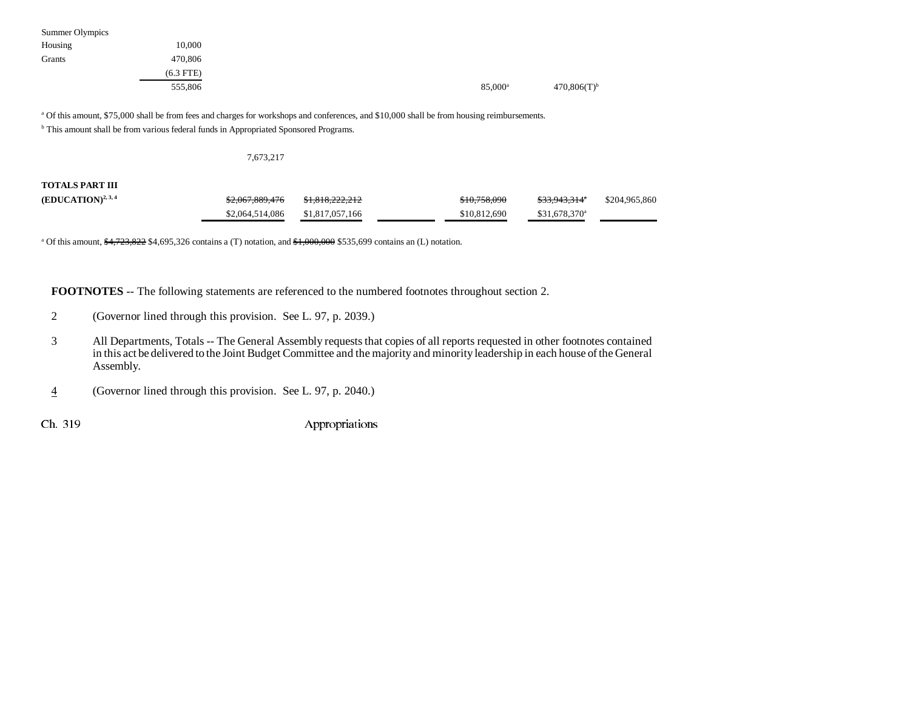| | | | | | | |
|---|---|---|---|---|---|---|
| Summer Olympics | | | | | | |
| Housing | 10,000 | | | | | |
| Grants | 470,806 | | | | | |
| | (6.3 FTE) | | | | | |
| | 555,806 | | | 85,000[a] | 470,806(T)[b] | |

[a] Of this amount, $75,000 shall be from fees and charges for workshops and conferences, and $10,000 shall be from housing reimbursements.

[b] This amount shall be from various federal funds in Appropriated Sponsored Programs.

7,673,217

| | | | | | | |
|---|---|---|---|---|---|---|
| **TOTALS PART III (EDUCATION)**[2, 3, 4] | ~~$2,067,889,476~~ | ~~$1,818,222,212~~ | | ~~$10,758,090~~ | ~~$33,943,314~~[a] | $204,965,860 |
| | $2,064,514,086 | $1,817,057,166 | | $10,812,690 | $31,678,370[a] | |

[a] Of this amount, ~~$4,723,822~~ $4,695,326 contains a (T) notation, and ~~$1,000,000~~ $535,699 contains an (L) notation.

**FOOTNOTES** -- The following statements are referenced to the numbered footnotes throughout section 2.

2 (Governor lined through this provision. See L. 97, p. 2039.)

3 All Departments, Totals -- The General Assembly requests that copies of all reports requested in other footnotes contained in this act be delivered to the Joint Budget Committee and the majority and minority leadership in each house of the General Assembly.

4 (Governor lined through this provision. See L. 97, p. 2040.)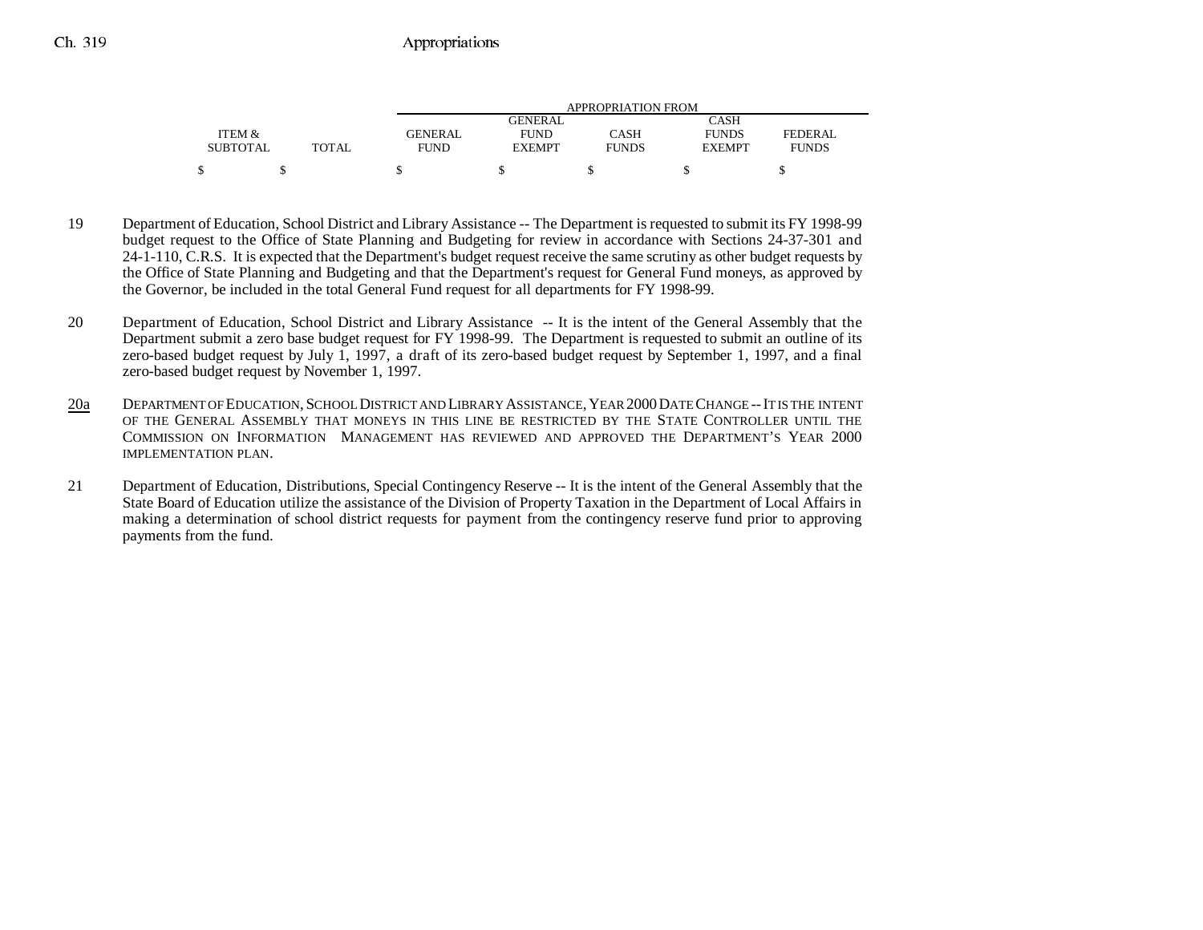| ITEM & SUBTOTAL | TOTAL | APPROPRIATION FROM GENERAL FUND | GENERAL FUND EXEMPT | CASH FUNDS | CASH FUNDS EXEMPT | FEDERAL FUNDS |
|---|---|---|---|---|---|---|
| $ | $ | $ | $ | $ | $ | $ |

19 Department of Education, School District and Library Assistance -- The Department is requested to submit its FY 1998-99 budget request to the Office of State Planning and Budgeting for review in accordance with Sections 24-37-301 and 24-1-110, C.R.S. It is expected that the Department's budget request receive the same scrutiny as other budget requests by the Office of State Planning and Budgeting and that the Department's request for General Fund moneys, as approved by the Governor, be included in the total General Fund request for all departments for FY 1998-99.

20 Department of Education, School District and Library Assistance -- It is the intent of the General Assembly that the Department submit a zero base budget request for FY 1998-99. The Department is requested to submit an outline of its zero-based budget request by July 1, 1997, a draft of its zero-based budget request by September 1, 1997, and a final zero-based budget request by November 1, 1997.

20a DEPARTMENT OF EDUCATION, SCHOOL DISTRICT AND LIBRARY ASSISTANCE, YEAR 2000 DATE CHANGE -- IT IS THE INTENT OF THE GENERAL ASSEMBLY THAT MONEYS IN THIS LINE BE RESTRICTED BY THE STATE CONTROLLER UNTIL THE COMMISSION ON INFORMATION MANAGEMENT HAS REVIEWED AND APPROVED THE DEPARTMENT'S YEAR 2000 IMPLEMENTATION PLAN.

21 Department of Education, Distributions, Special Contingency Reserve -- It is the intent of the General Assembly that the State Board of Education utilize the assistance of the Division of Property Taxation in the Department of Local Affairs in making a determination of school district requests for payment from the contingency reserve fund prior to approving payments from the fund.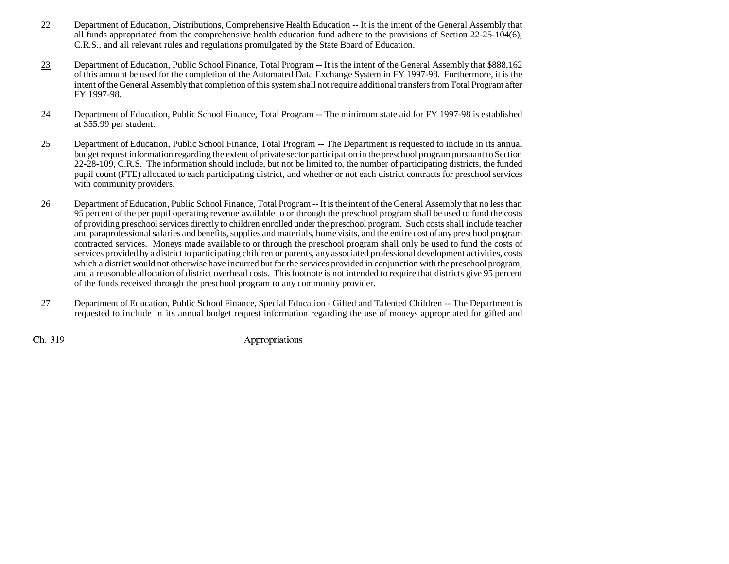22 Department of Education, Distributions, Comprehensive Health Education -- It is the intent of the General Assembly that all funds appropriated from the comprehensive health education fund adhere to the provisions of Section 22-25-104(6), C.R.S., and all relevant rules and regulations promulgated by the State Board of Education.

23 Department of Education, Public School Finance, Total Program -- It is the intent of the General Assembly that $888,162 of this amount be used for the completion of the Automated Data Exchange System in FY 1997-98. Furthermore, it is the intent of the General Assembly that completion of this system shall not require additional transfers from Total Program after FY 1997-98.

24 Department of Education, Public School Finance, Total Program -- The minimum state aid for FY 1997-98 is established at $55.99 per student.

25 Department of Education, Public School Finance, Total Program -- The Department is requested to include in its annual budget request information regarding the extent of private sector participation in the preschool program pursuant to Section 22-28-109, C.R.S. The information should include, but not be limited to, the number of participating districts, the funded pupil count (FTE) allocated to each participating district, and whether or not each district contracts for preschool services with community providers.

26 Department of Education, Public School Finance, Total Program -- It is the intent of the General Assembly that no less than 95 percent of the per pupil operating revenue available to or through the preschool program shall be used to fund the costs of providing preschool services directly to children enrolled under the preschool program. Such costs shall include teacher and paraprofessional salaries and benefits, supplies and materials, home visits, and the entire cost of any preschool program contracted services. Moneys made available to or through the preschool program shall only be used to fund the costs of services provided by a district to participating children or parents, any associated professional development activities, costs which a district would not otherwise have incurred but for the services provided in conjunction with the preschool program, and a reasonable allocation of district overhead costs. This footnote is not intended to require that districts give 95 percent of the funds received through the preschool program to any community provider.

27 Department of Education, Public School Finance, Special Education - Gifted and Talented Children -- The Department is requested to include in its annual budget request information regarding the use of moneys appropriated for gifted and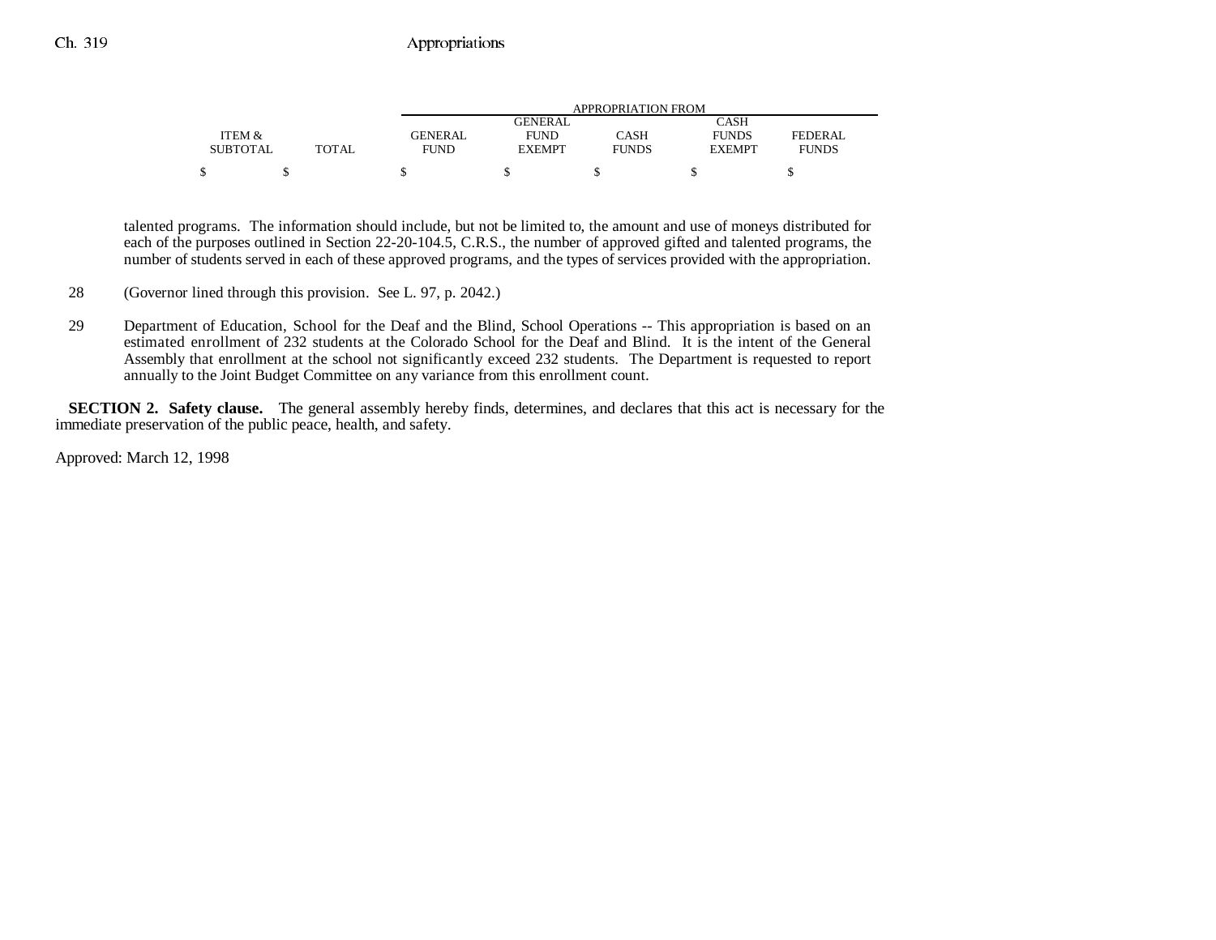| ITEM & SUBTOTAL | TOTAL | APPROPRIATION FROM GENERAL FUND | GENERAL FUND EXEMPT | CASH FUNDS | CASH FUNDS EXEMPT | FEDERAL FUNDS |
|---|---|---|---|---|---|---|
| $ | $ | $ | $ | $ | $ | $ |

talented programs. The information should include, but not be limited to, the amount and use of moneys distributed for each of the purposes outlined in Section 22-20-104.5, C.R.S., the number of approved gifted and talented programs, the number of students served in each of these approved programs, and the types of services provided with the appropriation.

28 (Governor lined through this provision. See L. 97, p. 2042.)

29 Department of Education, School for the Deaf and the Blind, School Operations -- This appropriation is based on an estimated enrollment of 232 students at the Colorado School for the Deaf and Blind. It is the intent of the General Assembly that enrollment at the school not significantly exceed 232 students. The Department is requested to report annually to the Joint Budget Committee on any variance from this enrollment count.

**SECTION 2. Safety clause.** The general assembly hereby finds, determines, and declares that this act is necessary for the immediate preservation of the public peace, health, and safety.

Approved: March 12, 1998